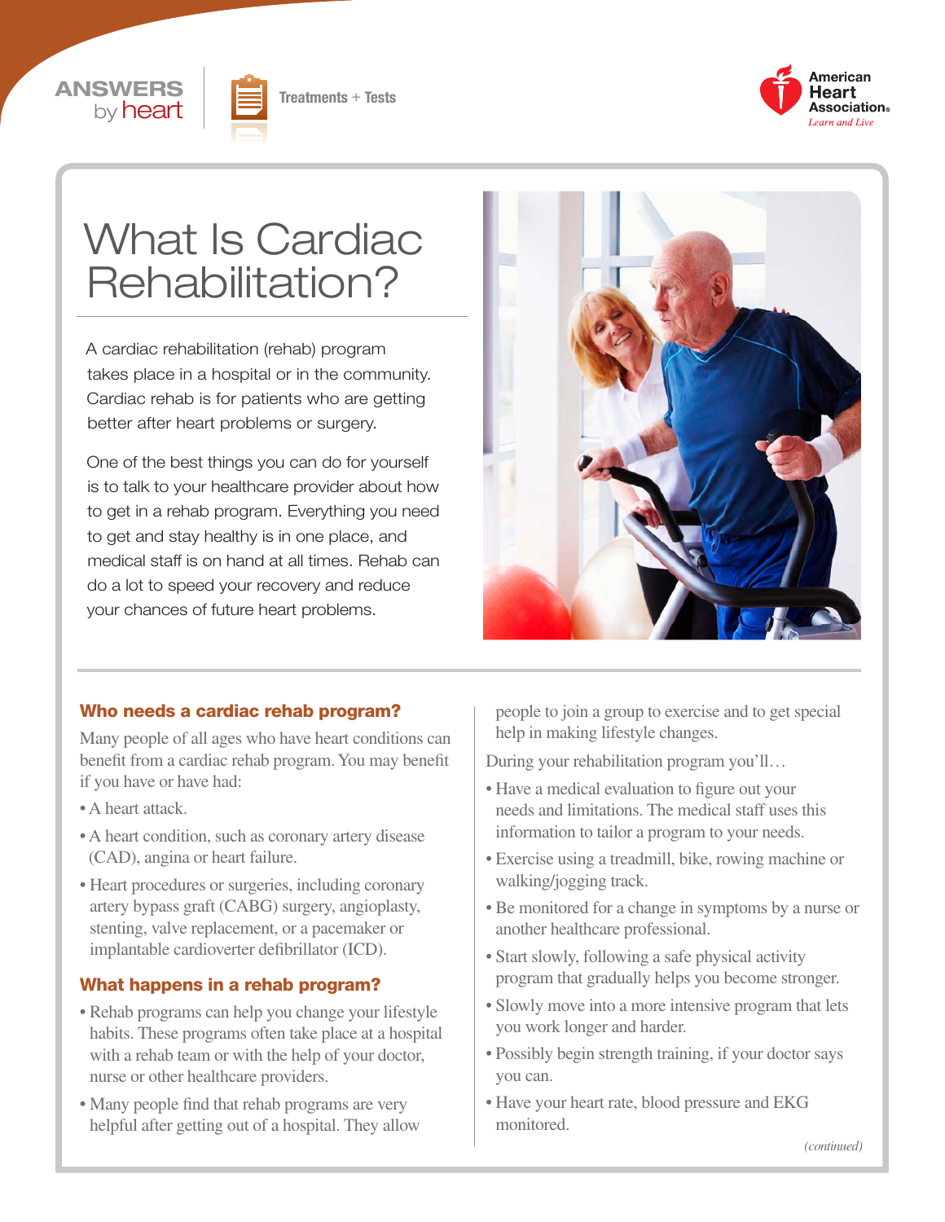ANSWERS by heart

Treatments + Tests

American Heart Association. Learn and Live

# What Is Cardiac Rehabilitation?

A cardiac rehabilitation (rehab) program takes place in a hospital or in the community. Cardiac rehab is for patients who are getting better after heart problems or surgery.

One of the best things you can do for yourself is to talk to your healthcare provider about how to get in a rehab program. Everything you need to get and stay healthy is in one place, and medical staff is on hand at all times. Rehab can do a lot to speed your recovery and reduce your chances of future heart problems.

## Who needs a cardiac rehab program?

Many people of all ages who have heart conditions can benefit from a cardiac rehab program. You may benefit if you have or have had:

- A heart attack.
- A heart condition, such as coronary artery disease (CAD), angina or heart failure.
- Heart procedures or surgeries, including coronary artery bypass graft (CABG) surgery, angioplasty, stenting, valve replacement, or a pacemaker or implantable cardioverter defibrillator (ICD).

## What happens in a rehab program?

- Rehab programs can help you change your lifestyle habits. These programs often take place at a hospital with a rehab team or with the help of your doctor, nurse or other healthcare providers.
- Many people find that rehab programs are very helpful after getting out of a hospital. They allow people to join a group to exercise and to get special help in making lifestyle changes.

During your rehabilitation program you'll…

- Have a medical evaluation to figure out your needs and limitations. The medical staff uses this information to tailor a program to your needs.
- Exercise using a treadmill, bike, rowing machine or walking/jogging track.
- Be monitored for a change in symptoms by a nurse or another healthcare professional.
- Start slowly, following a safe physical activity program that gradually helps you become stronger.
- Slowly move into a more intensive program that lets you work longer and harder.
- Possibly begin strength training, if your doctor says you can.
- Have your heart rate, blood pressure and EKG monitored.

*(continued)*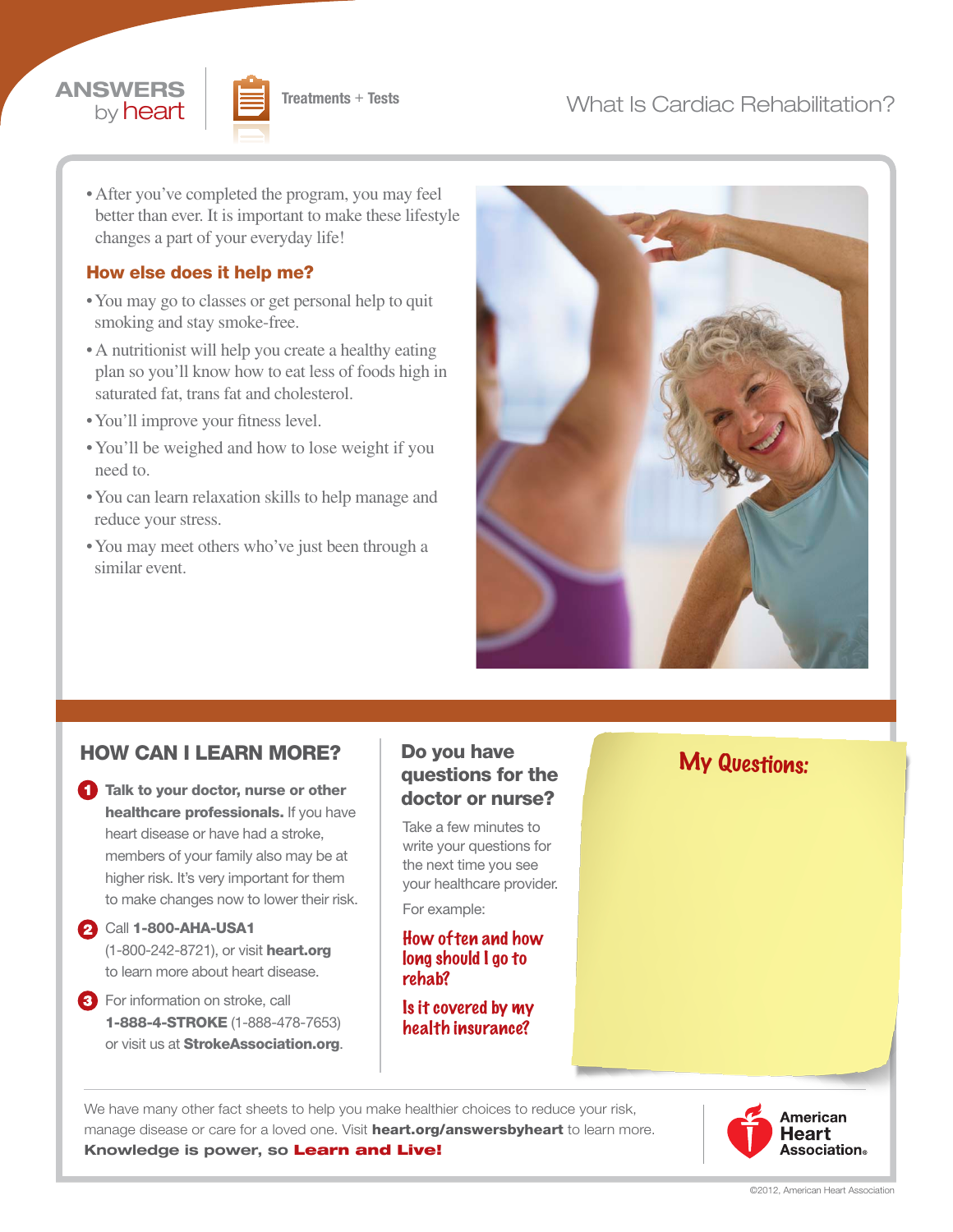- After you've completed the program, you may feel better than ever. It is important to make these lifestyle changes a part of your everyday life!

### How else does it help me?

- You may go to classes or get personal help to quit smoking and stay smoke-free.
- A nutritionist will help you create a healthy eating plan so you'll know how to eat less of foods high in saturated fat, trans fat and cholesterol.
- You'll improve your fitness level.
- You'll be weighed and how to lose weight if you need to.
- You can learn relaxation skills to help manage and reduce your stress.
- You may meet others who've just been through a similar event.

## HOW CAN I LEARN MORE?

1. **Talk to your doctor, nurse or other healthcare professionals.** If you have heart disease or have had a stroke, members of your family also may be at higher risk. It's very important for them to make changes now to lower their risk.
2. Call **1-800-AHA-USA1** (1-800-242-8721), or visit **heart.org** to learn more about heart disease.
3. For information on stroke, call **1-888-4-STROKE** (1-888-478-7653) or visit us at **StrokeAssociation.org**.

## Do you have questions for the doctor or nurse?

Take a few minutes to write your questions for the next time you see your healthcare provider.

For example:

*How often and how long should I go to rehab?*

*Is it covered by my health insurance?*

## My Questions:

We have many other fact sheets to help you make healthier choices to reduce your risk, manage disease or care for a loved one. Visit **heart.org/answersbyheart** to learn more.

**Knowledge is power, so Learn and Live!**

American Heart Association®

©2012, American Heart Association